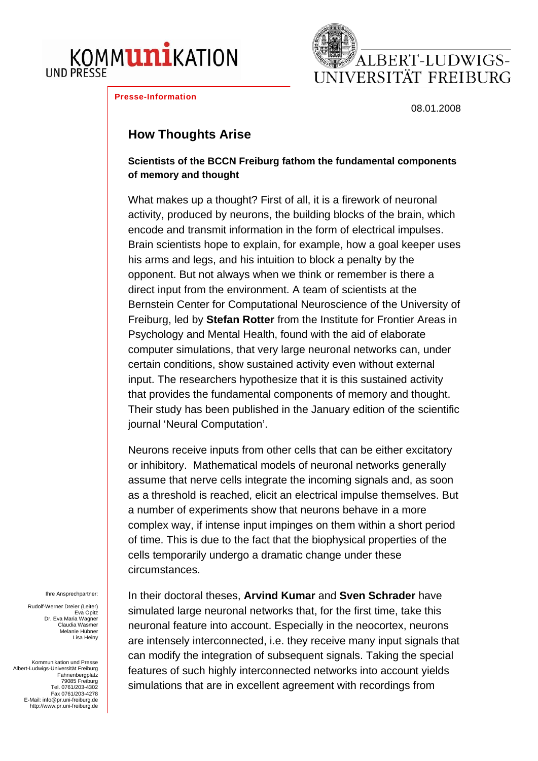KOMMUNIKATION UND PRESSE

ALBERT-LUDWIGS-UNIVERSITÄT FREIBURG

**Presse-Information**

08.01.2008

## How Thoughts Arise

**Scientists of the BCCN Freiburg fathom the fundamental components of memory and thought**

What makes up a thought? First of all, it is a firework of neuronal activity, produced by neurons, the building blocks of the brain, which encode and transmit information in the form of electrical impulses. Brain scientists hope to explain, for example, how a goal keeper uses his arms and legs, and his intuition to block a penalty by the opponent. But not always when we think or remember is there a direct input from the environment. A team of scientists at the Bernstein Center for Computational Neuroscience of the University of Freiburg, led by **Stefan Rotter** from the Institute for Frontier Areas in Psychology and Mental Health, found with the aid of elaborate computer simulations, that very large neuronal networks can, under certain conditions, show sustained activity even without external input. The researchers hypothesize that it is this sustained activity that provides the fundamental components of memory and thought. Their study has been published in the January edition of the scientific journal 'Neural Computation'.

Neurons receive inputs from other cells that can be either excitatory or inhibitory. Mathematical models of neuronal networks generally assume that nerve cells integrate the incoming signals and, as soon as a threshold is reached, elicit an electrical impulse themselves. But a number of experiments show that neurons behave in a more complex way, if intense input impinges on them within a short period of time. This is due to the fact that the biophysical properties of the cells temporarily undergo a dramatic change under these circumstances.

In their doctoral theses, **Arvind Kumar** and **Sven Schrader** have simulated large neuronal networks that, for the first time, take this neuronal feature into account. Especially in the neocortex, neurons are intensely interconnected, i.e. they receive many input signals that can modify the integration of subsequent signals. Taking the special features of such highly interconnected networks into account yields simulations that are in excellent agreement with recordings from

Ihre Ansprechpartner:

Rudolf-Werner Dreier (Leiter)
Eva Opitz
Dr. Eva Maria Wagner
Claudia Wasmer
Melanie Hübner
Lisa Heiny

Kommunikation und Presse
Albert-Ludwigs-Universität Freiburg
Fahnenbergplatz
79085 Freiburg
Tel. 0761/203-4302
Fax 0761/203-4278
E-Mail: info@pr.uni-freiburg.de
http://www.pr.uni-freiburg.de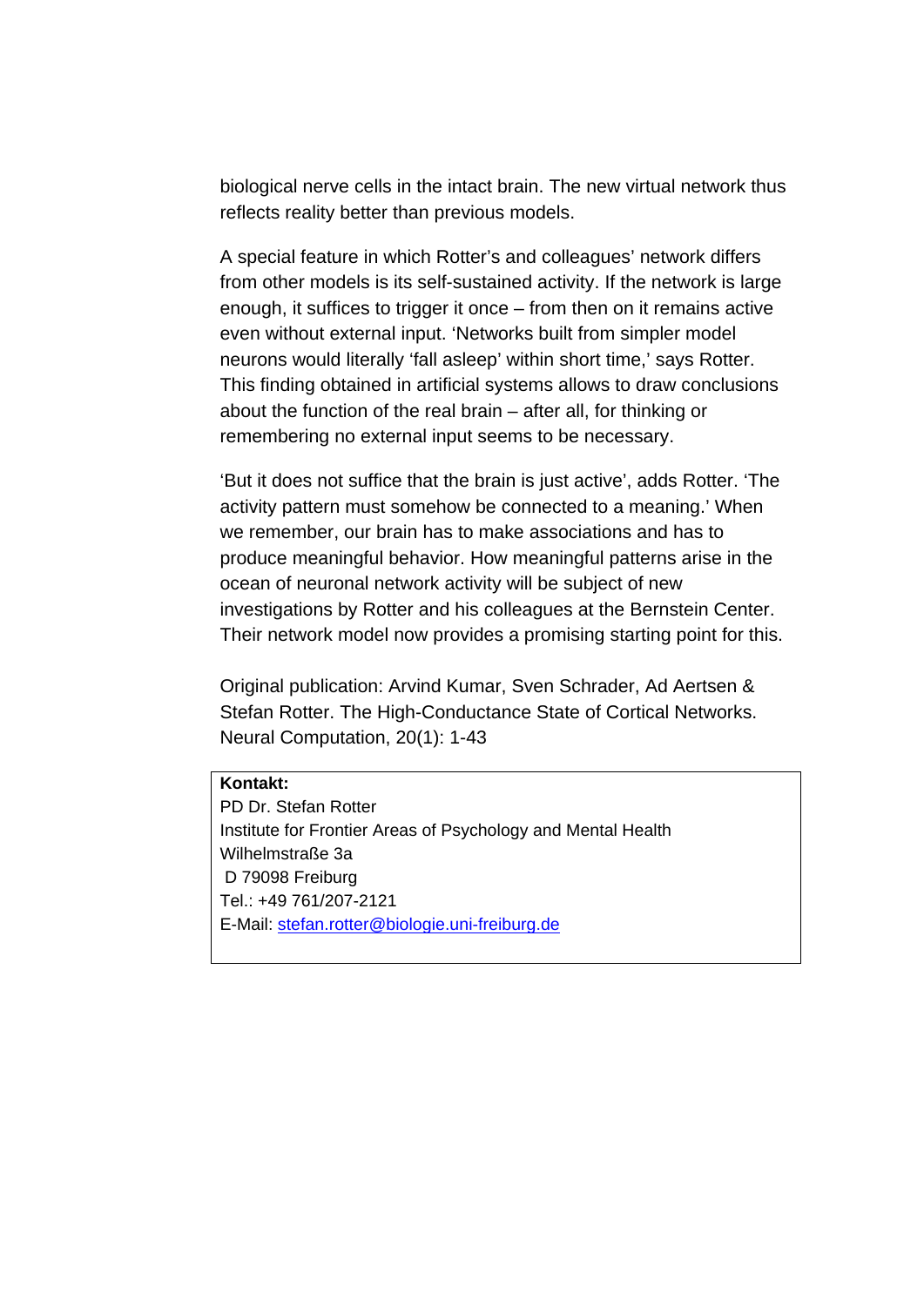biological nerve cells in the intact brain. The new virtual network thus reflects reality better than previous models.

A special feature in which Rotter's and colleagues' network differs from other models is its self-sustained activity. If the network is large enough, it suffices to trigger it once – from then on it remains active even without external input. 'Networks built from simpler model neurons would literally 'fall asleep' within short time,' says Rotter. This finding obtained in artificial systems allows to draw conclusions about the function of the real brain – after all, for thinking or remembering no external input seems to be necessary.

'But it does not suffice that the brain is just active', adds Rotter. 'The activity pattern must somehow be connected to a meaning.' When we remember, our brain has to make associations and has to produce meaningful behavior. How meaningful patterns arise in the ocean of neuronal network activity will be subject of new investigations by Rotter and his colleagues at the Bernstein Center. Their network model now provides a promising starting point for this.

Original publication: Arvind Kumar, Sven Schrader, Ad Aertsen & Stefan Rotter. The High-Conductance State of Cortical Networks. Neural Computation, 20(1): 1-43

**Kontakt:**
PD Dr. Stefan Rotter
Institute for Frontier Areas of Psychology and Mental Health
Wilhelmstraße 3a
D 79098 Freiburg
Tel.: +49 761/207-2121
E-Mail: stefan.rotter@biologie.uni-freiburg.de